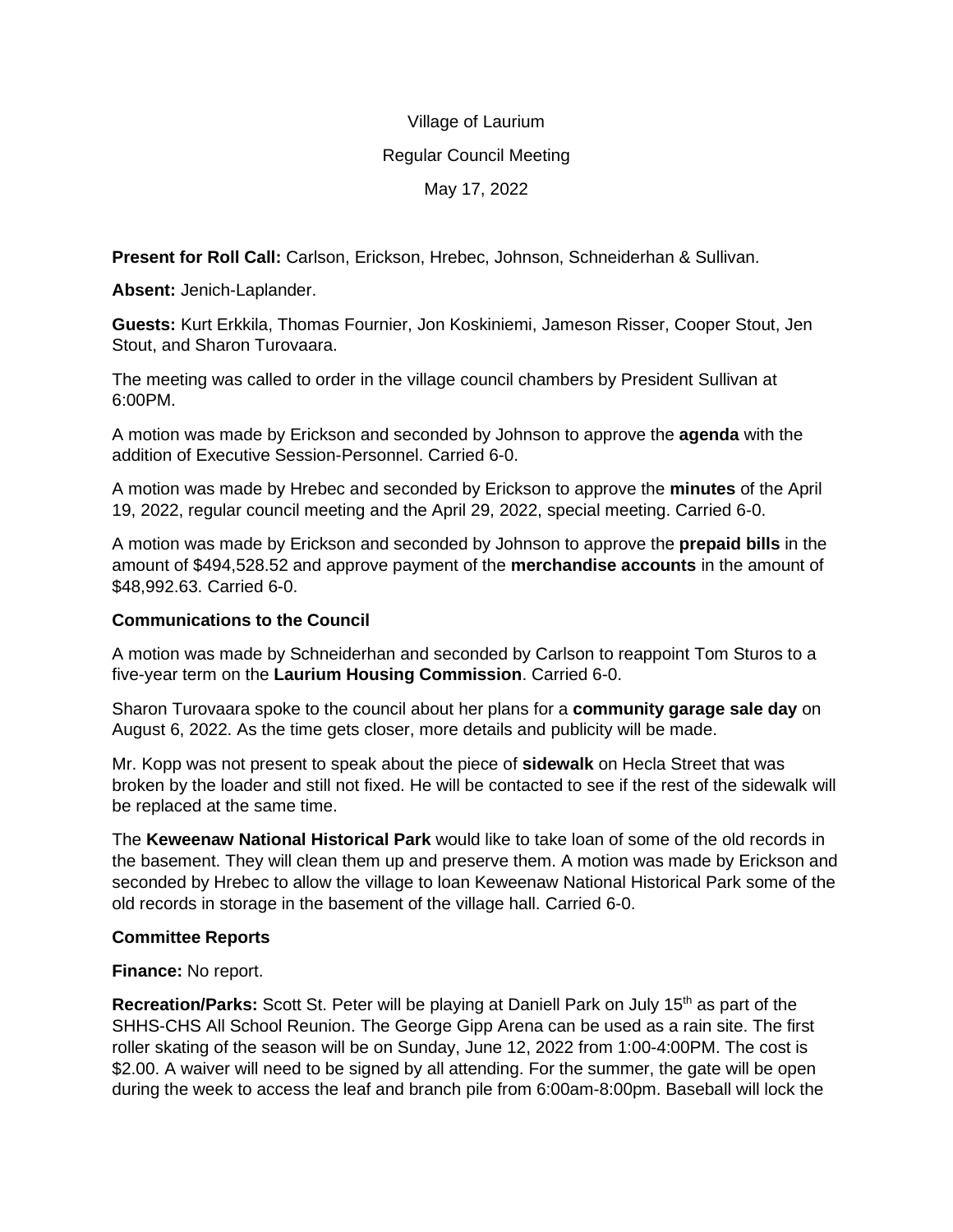Village of Laurium

Regular Council Meeting

May 17, 2022

**Present for Roll Call:** Carlson, Erickson, Hrebec, Johnson, Schneiderhan & Sullivan.

**Absent:** Jenich-Laplander.

**Guests:** Kurt Erkkila, Thomas Fournier, Jon Koskiniemi, Jameson Risser, Cooper Stout, Jen Stout, and Sharon Turovaara.

The meeting was called to order in the village council chambers by President Sullivan at 6:00PM.

A motion was made by Erickson and seconded by Johnson to approve the **agenda** with the addition of Executive Session-Personnel. Carried 6-0.

A motion was made by Hrebec and seconded by Erickson to approve the **minutes** of the April 19, 2022, regular council meeting and the April 29, 2022, special meeting. Carried 6-0.

A motion was made by Erickson and seconded by Johnson to approve the **prepaid bills** in the amount of $494,528.52 and approve payment of the **merchandise accounts** in the amount of $48,992.63. Carried 6-0.

**Communications to the Council**

A motion was made by Schneiderhan and seconded by Carlson to reappoint Tom Sturos to a five-year term on the **Laurium Housing Commission**. Carried 6-0.

Sharon Turovaara spoke to the council about her plans for a **community garage sale day** on August 6, 2022. As the time gets closer, more details and publicity will be made.

Mr. Kopp was not present to speak about the piece of **sidewalk** on Hecla Street that was broken by the loader and still not fixed. He will be contacted to see if the rest of the sidewalk will be replaced at the same time.

The **Keweenaw National Historical Park** would like to take loan of some of the old records in the basement. They will clean them up and preserve them. A motion was made by Erickson and seconded by Hrebec to allow the village to loan Keweenaw National Historical Park some of the old records in storage in the basement of the village hall. Carried 6-0.

**Committee Reports**

**Finance:** No report.

**Recreation/Parks:** Scott St. Peter will be playing at Daniell Park on July 15th as part of the SHHS-CHS All School Reunion. The George Gipp Arena can be used as a rain site. The first roller skating of the season will be on Sunday, June 12, 2022 from 1:00-4:00PM. The cost is $2.00. A waiver will need to be signed by all attending. For the summer, the gate will be open during the week to access the leaf and branch pile from 6:00am-8:00pm. Baseball will lock the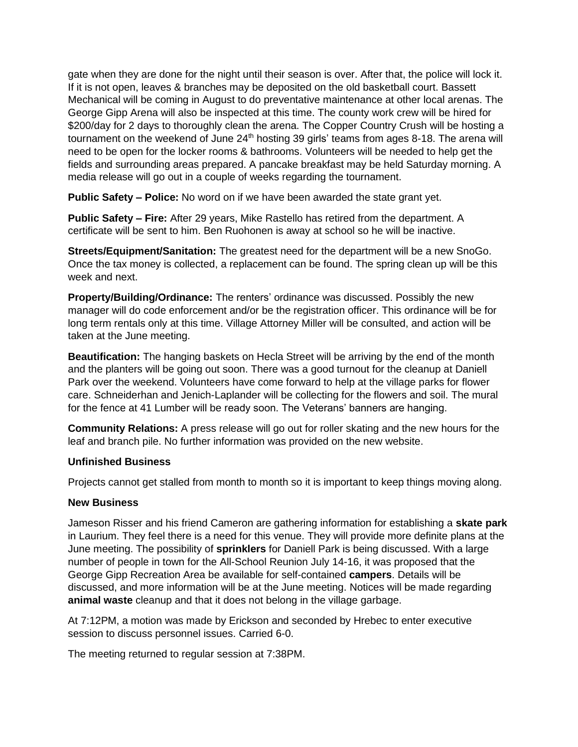gate when they are done for the night until their season is over. After that, the police will lock it. If it is not open, leaves & branches may be deposited on the old basketball court. Bassett Mechanical will be coming in August to do preventative maintenance at other local arenas. The George Gipp Arena will also be inspected at this time. The county work crew will be hired for $200/day for 2 days to thoroughly clean the arena. The Copper Country Crush will be hosting a tournament on the weekend of June 24th hosting 39 girls' teams from ages 8-18. The arena will need to be open for the locker rooms & bathrooms. Volunteers will be needed to help get the fields and surrounding areas prepared. A pancake breakfast may be held Saturday morning. A media release will go out in a couple of weeks regarding the tournament.

**Public Safety – Police:** No word on if we have been awarded the state grant yet.

**Public Safety – Fire:** After 29 years, Mike Rastello has retired from the department. A certificate will be sent to him. Ben Ruohonen is away at school so he will be inactive.

**Streets/Equipment/Sanitation:** The greatest need for the department will be a new SnoGo. Once the tax money is collected, a replacement can be found. The spring clean up will be this week and next.

**Property/Building/Ordinance:** The renters' ordinance was discussed. Possibly the new manager will do code enforcement and/or be the registration officer. This ordinance will be for long term rentals only at this time. Village Attorney Miller will be consulted, and action will be taken at the June meeting.

**Beautification:** The hanging baskets on Hecla Street will be arriving by the end of the month and the planters will be going out soon. There was a good turnout for the cleanup at Daniell Park over the weekend. Volunteers have come forward to help at the village parks for flower care. Schneiderhan and Jenich-Laplander will be collecting for the flowers and soil. The mural for the fence at 41 Lumber will be ready soon. The Veterans' banners are hanging.

**Community Relations:** A press release will go out for roller skating and the new hours for the leaf and branch pile. No further information was provided on the new website.

**Unfinished Business**

Projects cannot get stalled from month to month so it is important to keep things moving along.

**New Business**

Jameson Risser and his friend Cameron are gathering information for establishing a **skate park** in Laurium. They feel there is a need for this venue. They will provide more definite plans at the June meeting. The possibility of **sprinklers** for Daniell Park is being discussed. With a large number of people in town for the All-School Reunion July 14-16, it was proposed that the George Gipp Recreation Area be available for self-contained **campers**. Details will be discussed, and more information will be at the June meeting. Notices will be made regarding **animal waste** cleanup and that it does not belong in the village garbage.

At 7:12PM, a motion was made by Erickson and seconded by Hrebec to enter executive session to discuss personnel issues. Carried 6-0.

The meeting returned to regular session at 7:38PM.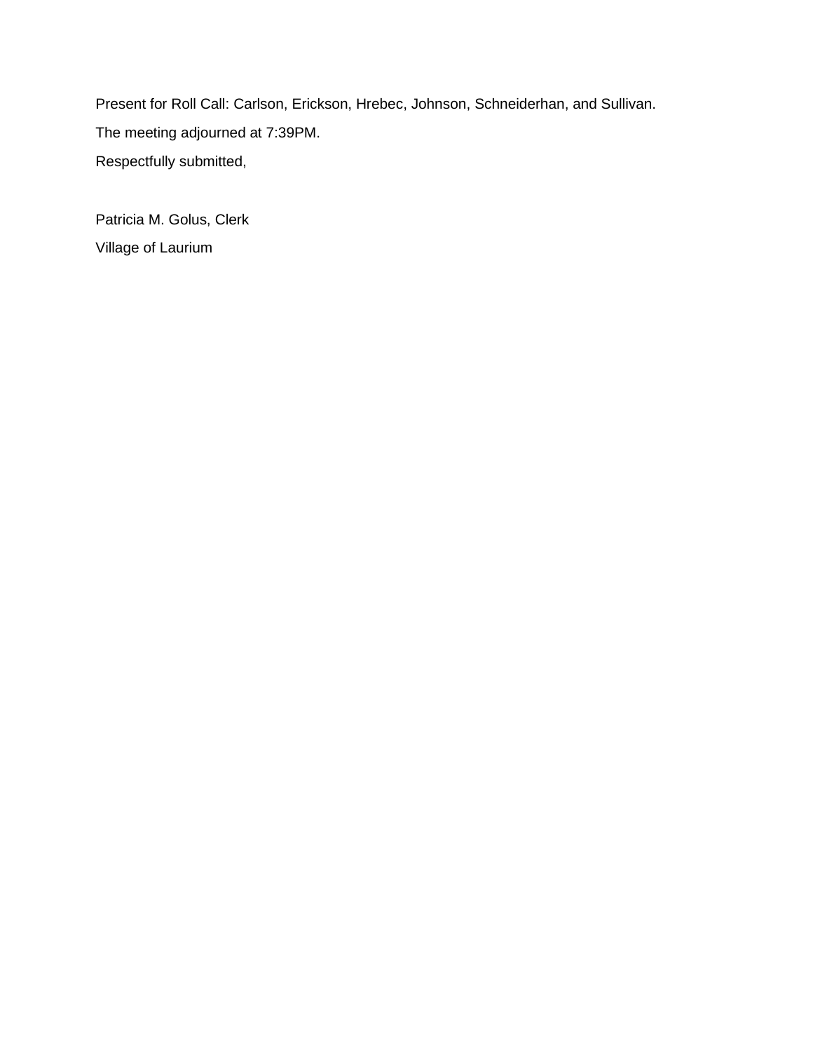Present for Roll Call: Carlson, Erickson, Hrebec, Johnson, Schneiderhan, and Sullivan.

The meeting adjourned at 7:39PM.

Respectfully submitted,

Patricia M. Golus, Clerk

Village of Laurium